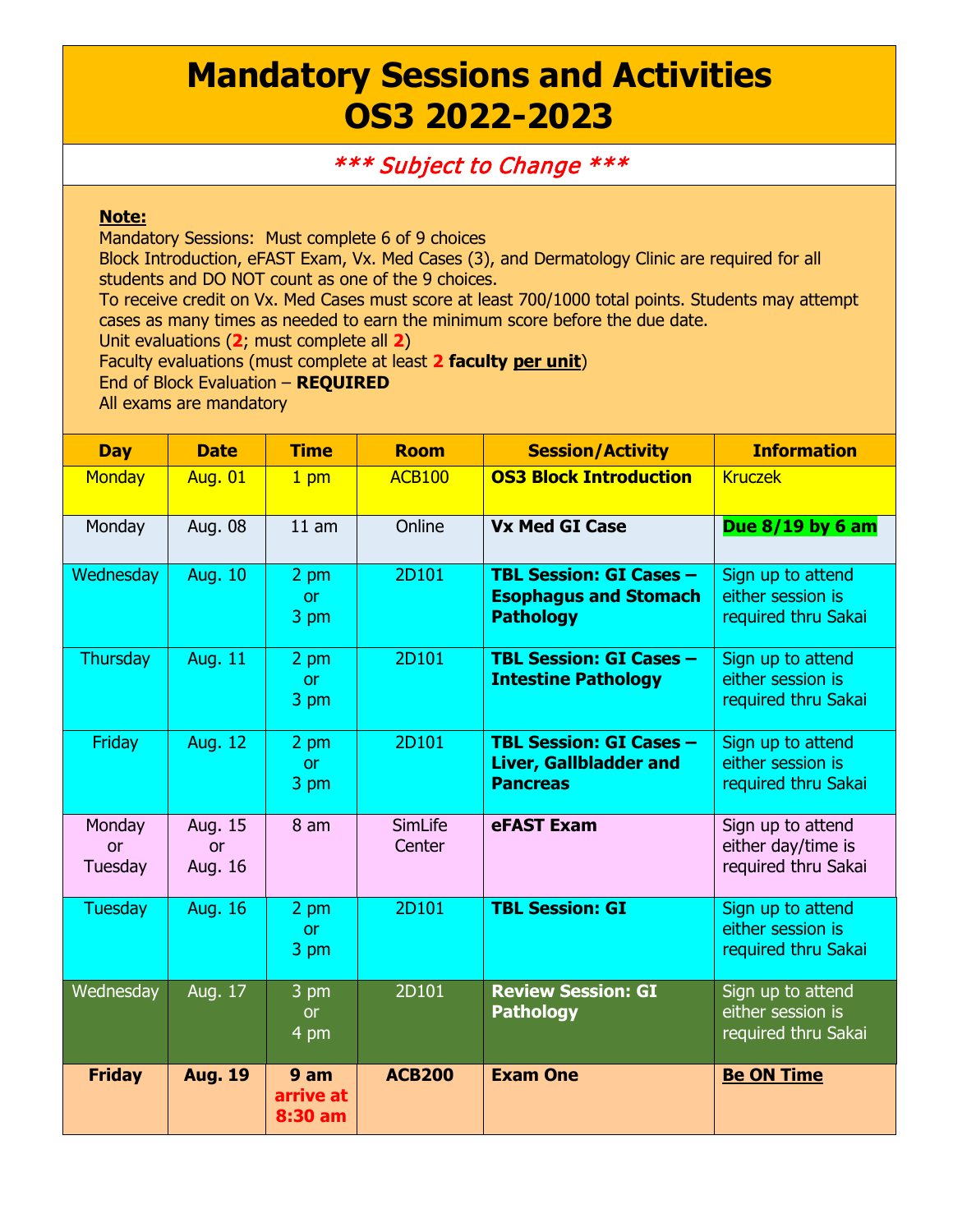# Mandatory Sessions and Activities OS3 2022-2023

*** Subject to Change ***

**Note:**

Mandatory Sessions: Must complete 6 of 9 choices

Block Introduction, eFAST Exam, Vx. Med Cases (3), and Dermatology Clinic are required for all students and DO NOT count as one of the 9 choices.

To receive credit on Vx. Med Cases must score at least 700/1000 total points. Students may attempt cases as many times as needed to earn the minimum score before the due date.

Unit evaluations (**2**; must complete all **2**)

Faculty evaluations (must complete at least **2 faculty per unit**)

End of Block Evaluation – **REQUIRED**

All exams are mandatory

| Day | Date | Time | Room | Session/Activity | Information |
| --- | --- | --- | --- | --- | --- |
| Monday | Aug. 01 | 1 pm | ACB100 | **OS3 Block Introduction** | Kruczek |
| Monday | Aug. 08 | 11 am | Online | **Vx Med GI Case** | **Due 8/19 by 6 am** |
| Wednesday | Aug. 10 | 2 pm or 3 pm | 2D101 | **TBL Session: GI Cases – Esophagus and Stomach Pathology** | Sign up to attend either session is required thru Sakai |
| Thursday | Aug. 11 | 2 pm or 3 pm | 2D101 | **TBL Session: GI Cases – Intestine Pathology** | Sign up to attend either session is required thru Sakai |
| Friday | Aug. 12 | 2 pm or 3 pm | 2D101 | **TBL Session: GI Cases – Liver, Gallbladder and Pancreas** | Sign up to attend either session is required thru Sakai |
| Monday or Tuesday | Aug. 15 or Aug. 16 | 8 am | SimLife Center | **eFAST Exam** | Sign up to attend either day/time is required thru Sakai |
| Tuesday | Aug. 16 | 2 pm or 3 pm | 2D101 | **TBL Session: GI** | Sign up to attend either session is required thru Sakai |
| Wednesday | Aug. 17 | 3 pm or 4 pm | 2D101 | **Review Session: GI Pathology** | Sign up to attend either session is required thru Sakai |
| **Friday** | **Aug. 19** | **9 am arrive at 8:30 am** | **ACB200** | **Exam One** | **Be ON Time** |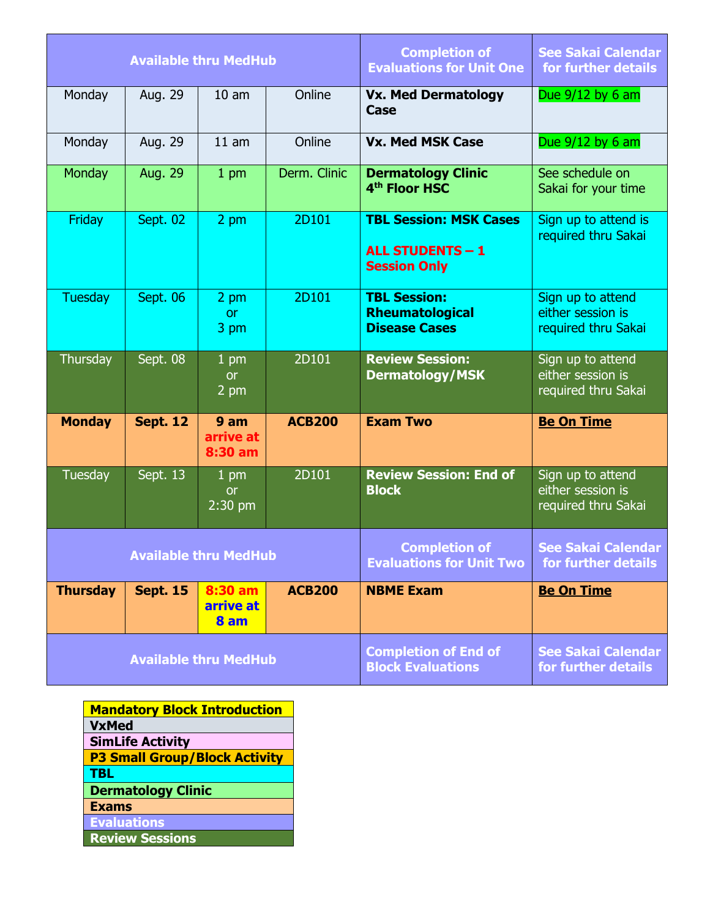| | | | | | |
|---|---|---|---|---|---|
| Available thru MedHub | | | | Completion of Evaluations for Unit One | See Sakai Calendar for further details |
| Monday | Aug. 29 | 10 am | Online | **Vx. Med Dermatology Case** | Due 9/12 by 6 am |
| Monday | Aug. 29 | 11 am | Online | **Vx. Med MSK Case** | Due 9/12 by 6 am |
| Monday | Aug. 29 | 1 pm | Derm. Clinic | **Dermatology Clinic 4th Floor HSC** | See schedule on Sakai for your time |
| Friday | Sept. 02 | 2 pm | 2D101 | **TBL Session: MSK Cases** **ALL STUDENTS – 1 Session Only** | Sign up to attend is required thru Sakai |
| Tuesday | Sept. 06 | 2 pm or 3 pm | 2D101 | **TBL Session: Rheumatological Disease Cases** | Sign up to attend either session is required thru Sakai |
| Thursday | Sept. 08 | 1 pm or 2 pm | 2D101 | **Review Session: Dermatology/MSK** | Sign up to attend either session is required thru Sakai |
| **Monday** | **Sept. 12** | **9 am arrive at 8:30 am** | **ACB200** | **Exam Two** | **Be On Time** |
| Tuesday | Sept. 13 | 1 pm or 2:30 pm | 2D101 | **Review Session: End of Block** | Sign up to attend either session is required thru Sakai |
| Available thru MedHub | | | | Completion of Evaluations for Unit Two | See Sakai Calendar for further details |
| **Thursday** | **Sept. 15** | **8:30 am arrive at 8 am** | **ACB200** | **NBME Exam** | **Be On Time** |
| Available thru MedHub | | | | Completion of End of Block Evaluations | See Sakai Calendar for further details |

| Legend |
|---|
| Mandatory Block Introduction |
| VxMed |
| SimLife Activity |
| P3 Small Group/Block Activity |
| TBL |
| Dermatology Clinic |
| Exams |
| Evaluations |
| Review Sessions |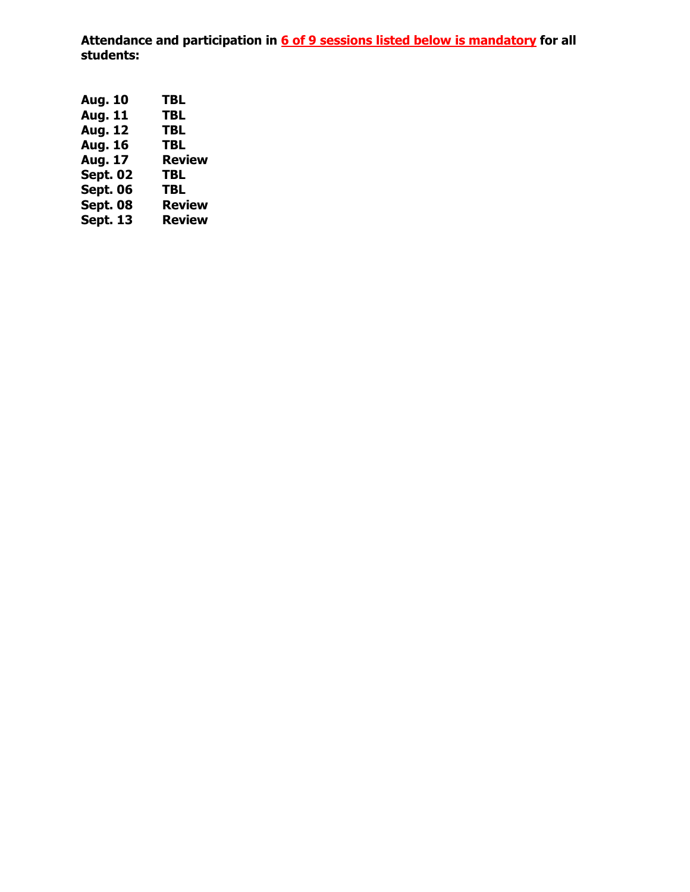**Attendance and participation in <u>6 of 9 sessions listed below is mandatory</u> for all students:**

| | |
|---|---|
| **Aug. 10** | **TBL** |
| **Aug. 11** | **TBL** |
| **Aug. 12** | **TBL** |
| **Aug. 16** | **TBL** |
| **Aug. 17** | **Review** |
| **Sept. 02** | **TBL** |
| **Sept. 06** | **TBL** |
| **Sept. 08** | **Review** |
| **Sept. 13** | **Review** |